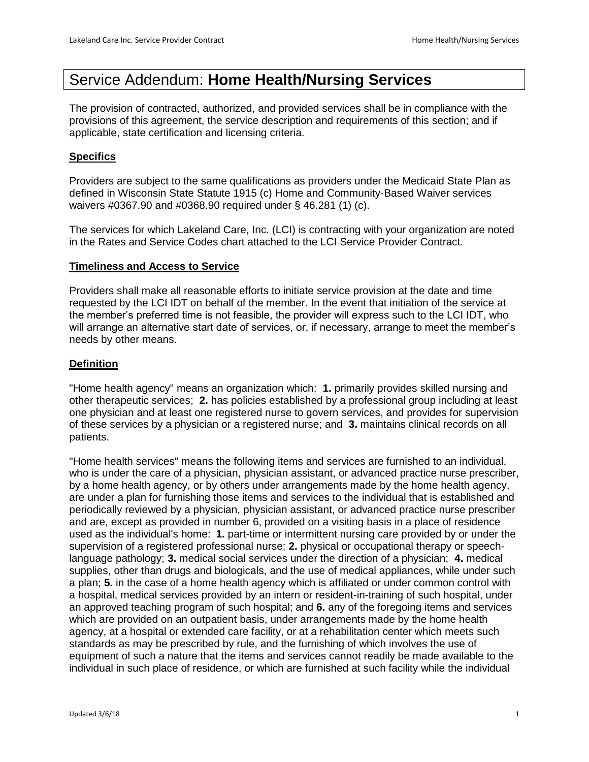# Service Addendum: **Home Health/Nursing Services**

The provision of contracted, authorized, and provided services shall be in compliance with the provisions of this agreement, the service description and requirements of this section; and if applicable, state certification and licensing criteria.

## Specifics

Providers are subject to the same qualifications as providers under the Medicaid State Plan as defined in Wisconsin State Statute 1915 (c) Home and Community-Based Waiver services waivers #0367.90 and #0368.90 required under § 46.281 (1) (c).

The services for which Lakeland Care, Inc. (LCI) is contracting with your organization are noted in the Rates and Service Codes chart attached to the LCI Service Provider Contract.

## Timeliness and Access to Service

Providers shall make all reasonable efforts to initiate service provision at the date and time requested by the LCI IDT on behalf of the member. In the event that initiation of the service at the member's preferred time is not feasible, the provider will express such to the LCI IDT, who will arrange an alternative start date of services, or, if necessary, arrange to meet the member's needs by other means.

## Definition

"Home health agency" means an organization which: **1.** primarily provides skilled nursing and other therapeutic services; **2.** has policies established by a professional group including at least one physician and at least one registered nurse to govern services, and provides for supervision of these services by a physician or a registered nurse; and **3.** maintains clinical records on all patients.

"Home health services" means the following items and services are furnished to an individual, who is under the care of a physician, physician assistant, or advanced practice nurse prescriber, by a home health agency, or by others under arrangements made by the home health agency, are under a plan for furnishing those items and services to the individual that is established and periodically reviewed by a physician, physician assistant, or advanced practice nurse prescriber and are, except as provided in number 6, provided on a visiting basis in a place of residence used as the individual's home: **1.** part-time or intermittent nursing care provided by or under the supervision of a registered professional nurse; **2.** physical or occupational therapy or speech-language pathology; **3.** medical social services under the direction of a physician; **4.** medical supplies, other than drugs and biologicals, and the use of medical appliances, while under such a plan; **5.** in the case of a home health agency which is affiliated or under common control with a hospital, medical services provided by an intern or resident-in-training of such hospital, under an approved teaching program of such hospital; and **6.** any of the foregoing items and services which are provided on an outpatient basis, under arrangements made by the home health agency, at a hospital or extended care facility, or at a rehabilitation center which meets such standards as may be prescribed by rule, and the furnishing of which involves the use of equipment of such a nature that the items and services cannot readily be made available to the individual in such place of residence, or which are furnished at such facility while the individual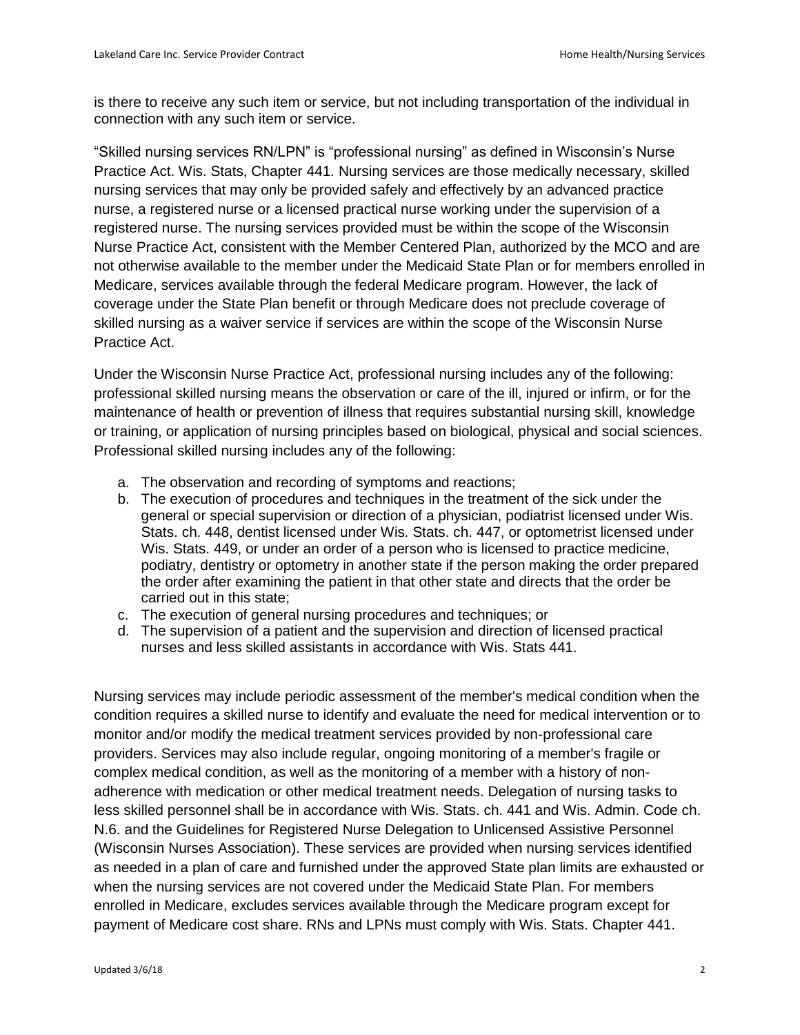is there to receive any such item or service, but not including transportation of the individual in connection with any such item or service.

"Skilled nursing services RN/LPN" is "professional nursing" as defined in Wisconsin's Nurse Practice Act. Wis. Stats, Chapter 441. Nursing services are those medically necessary, skilled nursing services that may only be provided safely and effectively by an advanced practice nurse, a registered nurse or a licensed practical nurse working under the supervision of a registered nurse. The nursing services provided must be within the scope of the Wisconsin Nurse Practice Act, consistent with the Member Centered Plan, authorized by the MCO and are not otherwise available to the member under the Medicaid State Plan or for members enrolled in Medicare, services available through the federal Medicare program. However, the lack of coverage under the State Plan benefit or through Medicare does not preclude coverage of skilled nursing as a waiver service if services are within the scope of the Wisconsin Nurse Practice Act.

Under the Wisconsin Nurse Practice Act, professional nursing includes any of the following: professional skilled nursing means the observation or care of the ill, injured or infirm, or for the maintenance of health or prevention of illness that requires substantial nursing skill, knowledge or training, or application of nursing principles based on biological, physical and social sciences. Professional skilled nursing includes any of the following:

a. The observation and recording of symptoms and reactions;
b. The execution of procedures and techniques in the treatment of the sick under the general or special supervision or direction of a physician, podiatrist licensed under Wis. Stats. ch. 448, dentist licensed under Wis. Stats. ch. 447, or optometrist licensed under Wis. Stats. 449, or under an order of a person who is licensed to practice medicine, podiatry, dentistry or optometry in another state if the person making the order prepared the order after examining the patient in that other state and directs that the order be carried out in this state;
c. The execution of general nursing procedures and techniques; or
d. The supervision of a patient and the supervision and direction of licensed practical nurses and less skilled assistants in accordance with Wis. Stats 441.

Nursing services may include periodic assessment of the member's medical condition when the condition requires a skilled nurse to identify and evaluate the need for medical intervention or to monitor and/or modify the medical treatment services provided by non-professional care providers. Services may also include regular, ongoing monitoring of a member's fragile or complex medical condition, as well as the monitoring of a member with a history of non-adherence with medication or other medical treatment needs. Delegation of nursing tasks to less skilled personnel shall be in accordance with Wis. Stats. ch. 441 and Wis. Admin. Code ch. N.6. and the Guidelines for Registered Nurse Delegation to Unlicensed Assistive Personnel (Wisconsin Nurses Association). These services are provided when nursing services identified as needed in a plan of care and furnished under the approved State plan limits are exhausted or when the nursing services are not covered under the Medicaid State Plan. For members enrolled in Medicare, excludes services available through the Medicare program except for payment of Medicare cost share. RNs and LPNs must comply with Wis. Stats. Chapter 441.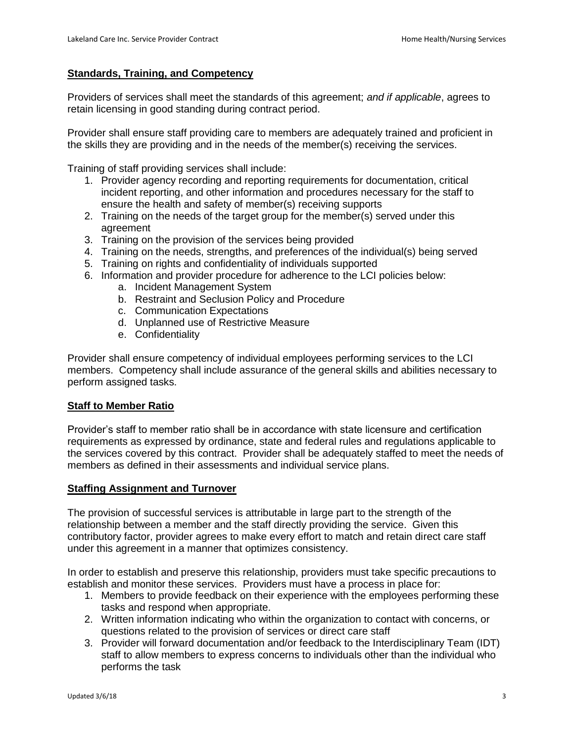**Standards, Training, and Competency**

Providers of services shall meet the standards of this agreement; *and if applicable*, agrees to retain licensing in good standing during contract period.

Provider shall ensure staff providing care to members are adequately trained and proficient in the skills they are providing and in the needs of the member(s) receiving the services.

Training of staff providing services shall include:

1. Provider agency recording and reporting requirements for documentation, critical incident reporting, and other information and procedures necessary for the staff to ensure the health and safety of member(s) receiving supports
2. Training on the needs of the target group for the member(s) served under this agreement
3. Training on the provision of the services being provided
4. Training on the needs, strengths, and preferences of the individual(s) being served
5. Training on rights and confidentiality of individuals supported
6. Information and provider procedure for adherence to the LCI policies below:
   a. Incident Management System
   b. Restraint and Seclusion Policy and Procedure
   c. Communication Expectations
   d. Unplanned use of Restrictive Measure
   e. Confidentiality

Provider shall ensure competency of individual employees performing services to the LCI members. Competency shall include assurance of the general skills and abilities necessary to perform assigned tasks.

**Staff to Member Ratio**

Provider's staff to member ratio shall be in accordance with state licensure and certification requirements as expressed by ordinance, state and federal rules and regulations applicable to the services covered by this contract. Provider shall be adequately staffed to meet the needs of members as defined in their assessments and individual service plans.

**Staffing Assignment and Turnover**

The provision of successful services is attributable in large part to the strength of the relationship between a member and the staff directly providing the service. Given this contributory factor, provider agrees to make every effort to match and retain direct care staff under this agreement in a manner that optimizes consistency.

In order to establish and preserve this relationship, providers must take specific precautions to establish and monitor these services. Providers must have a process in place for:

1. Members to provide feedback on their experience with the employees performing these tasks and respond when appropriate.
2. Written information indicating who within the organization to contact with concerns, or questions related to the provision of services or direct care staff
3. Provider will forward documentation and/or feedback to the Interdisciplinary Team (IDT) staff to allow members to express concerns to individuals other than the individual who performs the task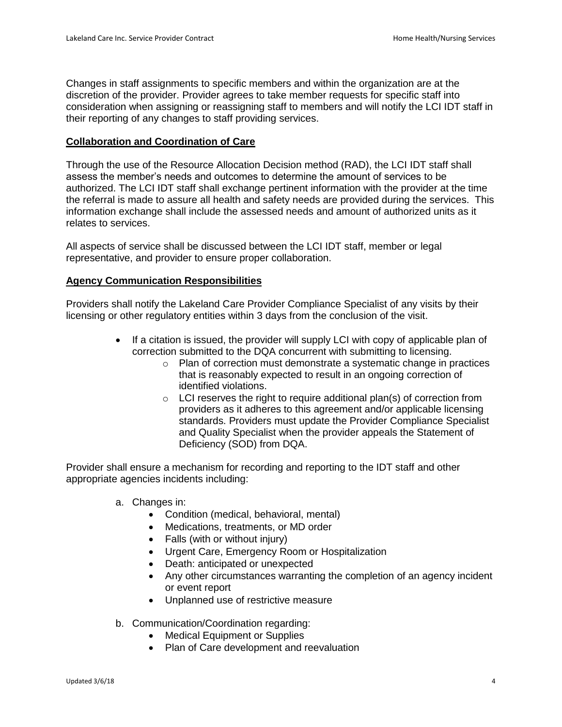Changes in staff assignments to specific members and within the organization are at the discretion of the provider. Provider agrees to take member requests for specific staff into consideration when assigning or reassigning staff to members and will notify the LCI IDT staff in their reporting of any changes to staff providing services.

## Collaboration and Coordination of Care

Through the use of the Resource Allocation Decision method (RAD), the LCI IDT staff shall assess the member's needs and outcomes to determine the amount of services to be authorized. The LCI IDT staff shall exchange pertinent information with the provider at the time the referral is made to assure all health and safety needs are provided during the services. This information exchange shall include the assessed needs and amount of authorized units as it relates to services.

All aspects of service shall be discussed between the LCI IDT staff, member or legal representative, and provider to ensure proper collaboration.

## Agency Communication Responsibilities

Providers shall notify the Lakeland Care Provider Compliance Specialist of any visits by their licensing or other regulatory entities within 3 days from the conclusion of the visit.

- If a citation is issued, the provider will supply LCI with copy of applicable plan of correction submitted to the DQA concurrent with submitting to licensing.
  - Plan of correction must demonstrate a systematic change in practices that is reasonably expected to result in an ongoing correction of identified violations.
  - LCI reserves the right to require additional plan(s) of correction from providers as it adheres to this agreement and/or applicable licensing standards. Providers must update the Provider Compliance Specialist and Quality Specialist when the provider appeals the Statement of Deficiency (SOD) from DQA.

Provider shall ensure a mechanism for recording and reporting to the IDT staff and other appropriate agencies incidents including:

a. Changes in:
   - Condition (medical, behavioral, mental)
   - Medications, treatments, or MD order
   - Falls (with or without injury)
   - Urgent Care, Emergency Room or Hospitalization
   - Death: anticipated or unexpected
   - Any other circumstances warranting the completion of an agency incident or event report
   - Unplanned use of restrictive measure

b. Communication/Coordination regarding:
   - Medical Equipment or Supplies
   - Plan of Care development and reevaluation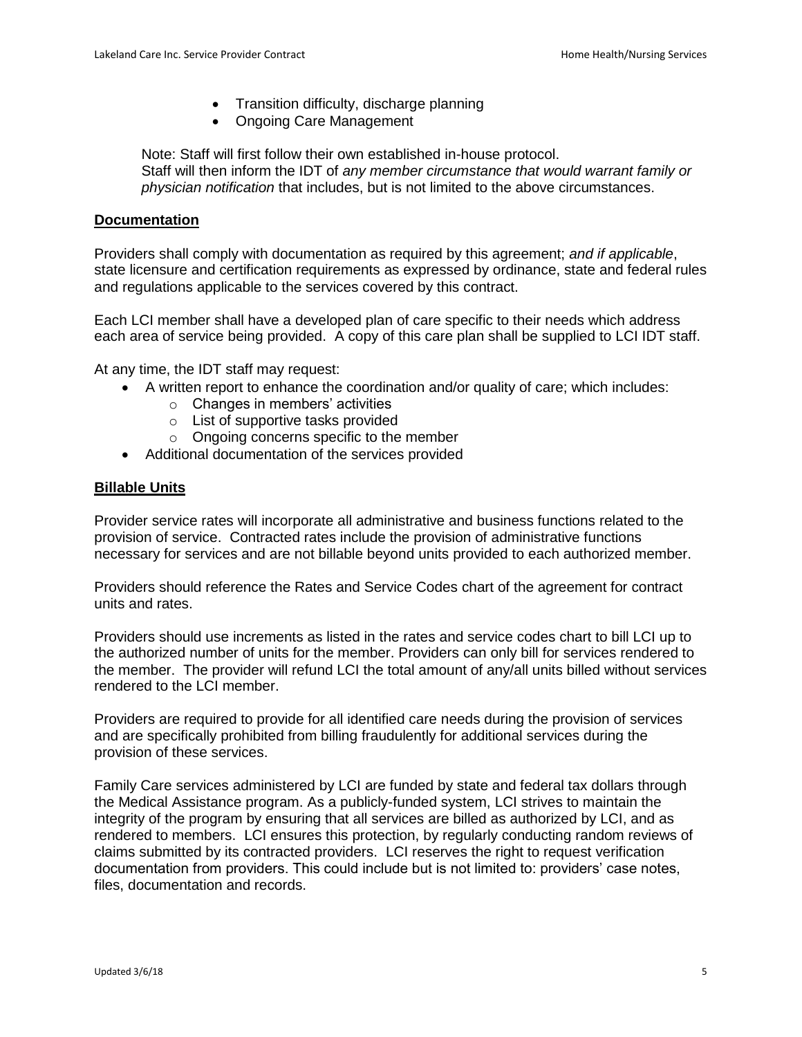- Transition difficulty, discharge planning
- Ongoing Care Management

Note: Staff will first follow their own established in-house protocol.
Staff will then inform the IDT of *any member circumstance that would warrant family or physician notification* that includes, but is not limited to the above circumstances.

## Documentation

Providers shall comply with documentation as required by this agreement; *and if applicable*, state licensure and certification requirements as expressed by ordinance, state and federal rules and regulations applicable to the services covered by this contract.

Each LCI member shall have a developed plan of care specific to their needs which address each area of service being provided. A copy of this care plan shall be supplied to LCI IDT staff.

At any time, the IDT staff may request:

- A written report to enhance the coordination and/or quality of care; which includes:
  - Changes in members' activities
  - List of supportive tasks provided
  - Ongoing concerns specific to the member
- Additional documentation of the services provided

## Billable Units

Provider service rates will incorporate all administrative and business functions related to the provision of service. Contracted rates include the provision of administrative functions necessary for services and are not billable beyond units provided to each authorized member.

Providers should reference the Rates and Service Codes chart of the agreement for contract units and rates.

Providers should use increments as listed in the rates and service codes chart to bill LCI up to the authorized number of units for the member. Providers can only bill for services rendered to the member. The provider will refund LCI the total amount of any/all units billed without services rendered to the LCI member.

Providers are required to provide for all identified care needs during the provision of services and are specifically prohibited from billing fraudulently for additional services during the provision of these services.

Family Care services administered by LCI are funded by state and federal tax dollars through the Medical Assistance program. As a publicly-funded system, LCI strives to maintain the integrity of the program by ensuring that all services are billed as authorized by LCI, and as rendered to members. LCI ensures this protection, by regularly conducting random reviews of claims submitted by its contracted providers. LCI reserves the right to request verification documentation from providers. This could include but is not limited to: providers' case notes, files, documentation and records.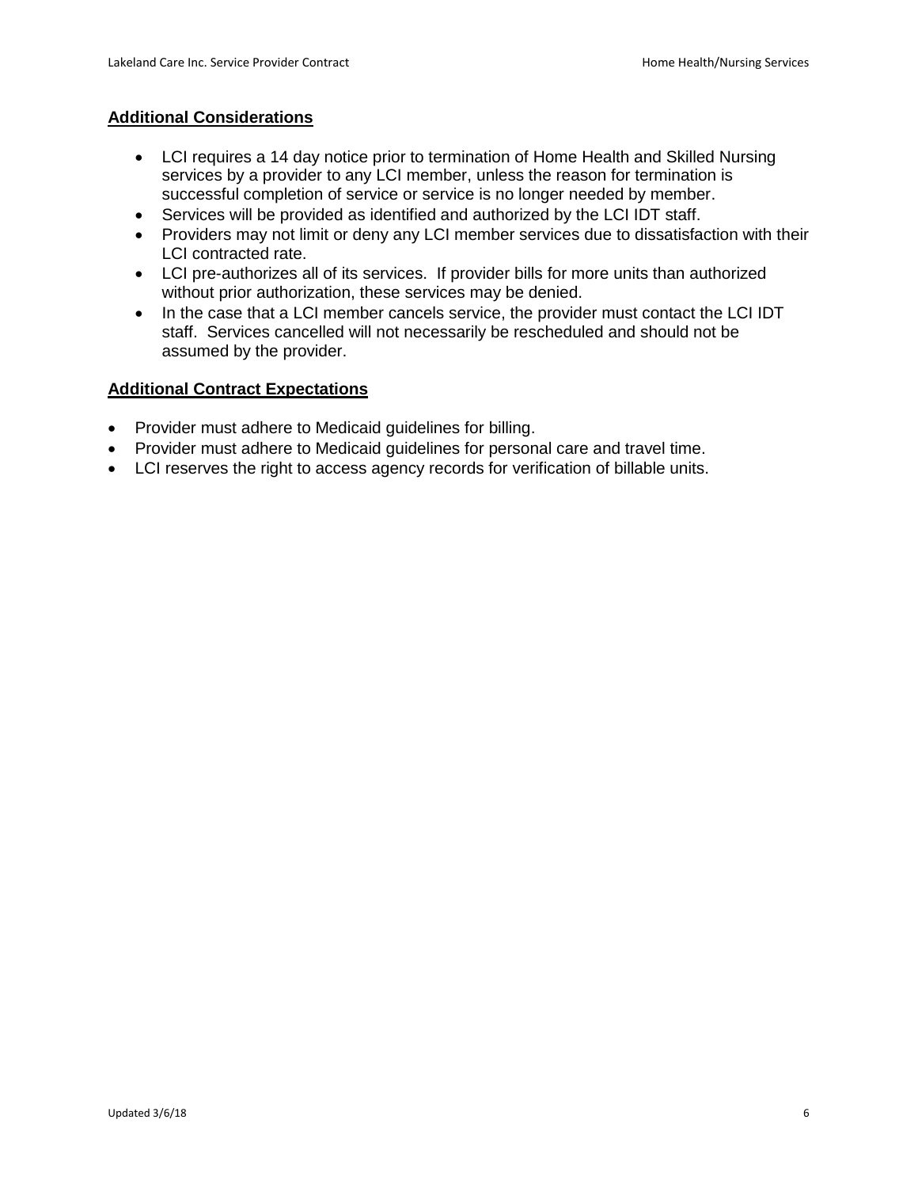**Additional Considerations**

- LCI requires a 14 day notice prior to termination of Home Health and Skilled Nursing services by a provider to any LCI member, unless the reason for termination is successful completion of service or service is no longer needed by member.
- Services will be provided as identified and authorized by the LCI IDT staff.
- Providers may not limit or deny any LCI member services due to dissatisfaction with their LCI contracted rate.
- LCI pre-authorizes all of its services. If provider bills for more units than authorized without prior authorization, these services may be denied.
- In the case that a LCI member cancels service, the provider must contact the LCI IDT staff. Services cancelled will not necessarily be rescheduled and should not be assumed by the provider.

**Additional Contract Expectations**

- Provider must adhere to Medicaid guidelines for billing.
- Provider must adhere to Medicaid guidelines for personal care and travel time.
- LCI reserves the right to access agency records for verification of billable units.